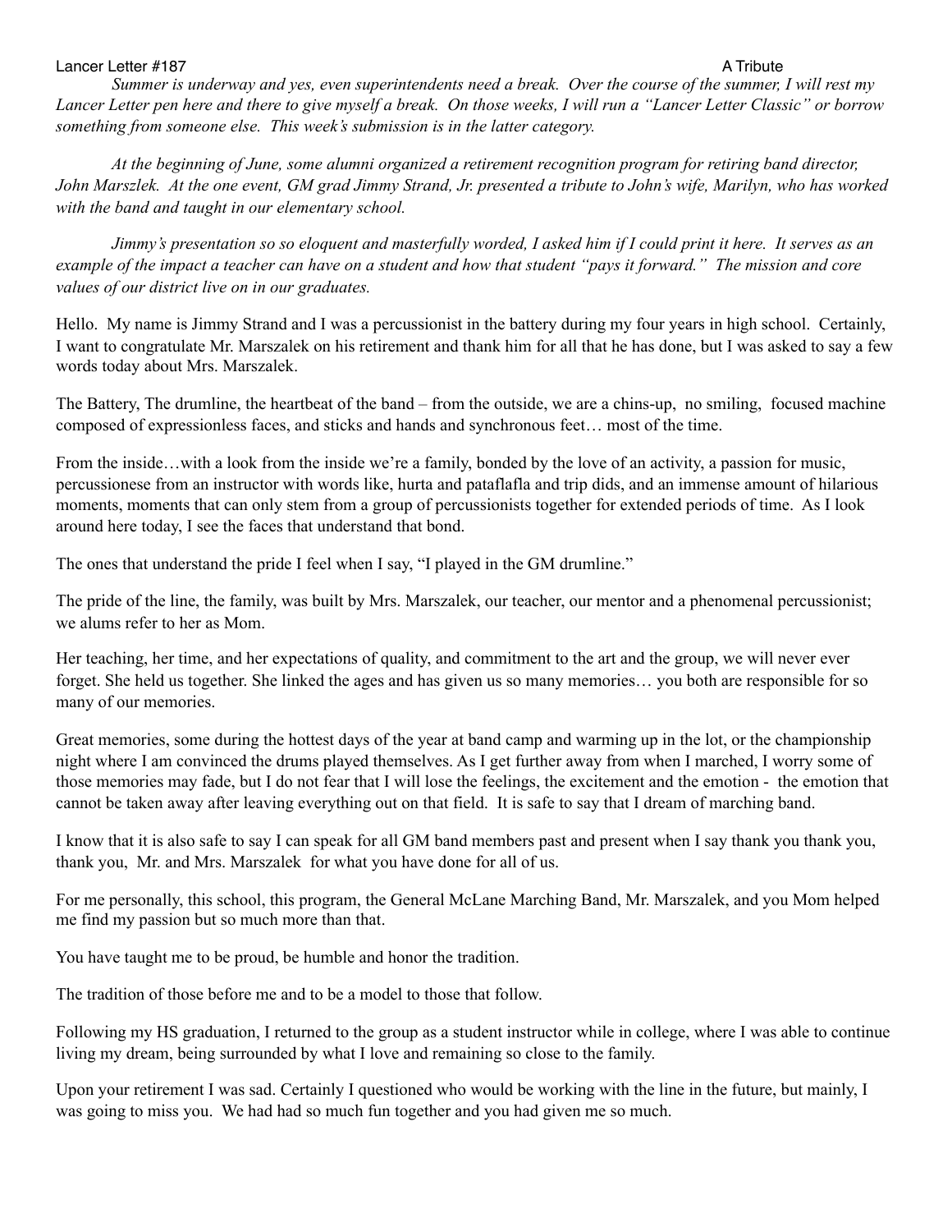Lancer Letter #187 A Tribute

*Summer is underway and yes, even superintendents need a break. Over the course of the summer, I will rest my Lancer Letter pen here and there to give myself a break. On those weeks, I will run a "Lancer Letter Classic" or borrow something from someone else. This week's submission is in the latter category.*

*At the beginning of June, some alumni organized a retirement recognition program for retiring band director, John Marszlek. At the one event, GM grad Jimmy Strand, Jr. presented a tribute to John's wife, Marilyn, who has worked with the band and taught in our elementary school.*

*Jimmy's presentation so so eloquent and masterfully worded, I asked him if I could print it here. It serves as an example of the impact a teacher can have on a student and how that student "pays it forward." The mission and core values of our district live on in our graduates.*

Hello. My name is Jimmy Strand and I was a percussionist in the battery during my four years in high school. Certainly, I want to congratulate Mr. Marszalek on his retirement and thank him for all that he has done, but I was asked to say a few words today about Mrs. Marszalek.

The Battery, The drumline, the heartbeat of the band – from the outside, we are a chins-up, no smiling, focused machine composed of expressionless faces, and sticks and hands and synchronous feet… most of the time.

From the inside…with a look from the inside we're a family, bonded by the love of an activity, a passion for music, percussionese from an instructor with words like, hurta and pataflafla and trip dids, and an immense amount of hilarious moments, moments that can only stem from a group of percussionists together for extended periods of time. As I look around here today, I see the faces that understand that bond.

The ones that understand the pride I feel when I say, "I played in the GM drumline."

The pride of the line, the family, was built by Mrs. Marszalek, our teacher, our mentor and a phenomenal percussionist; we alums refer to her as Mom.

Her teaching, her time, and her expectations of quality, and commitment to the art and the group, we will never ever forget. She held us together. She linked the ages and has given us so many memories… you both are responsible for so many of our memories.

Great memories, some during the hottest days of the year at band camp and warming up in the lot, or the championship night where I am convinced the drums played themselves. As I get further away from when I marched, I worry some of those memories may fade, but I do not fear that I will lose the feelings, the excitement and the emotion - the emotion that cannot be taken away after leaving everything out on that field. It is safe to say that I dream of marching band.

I know that it is also safe to say I can speak for all GM band members past and present when I say thank you thank you, thank you, Mr. and Mrs. Marszalek for what you have done for all of us.

For me personally, this school, this program, the General McLane Marching Band, Mr. Marszalek, and you Mom helped me find my passion but so much more than that.

You have taught me to be proud, be humble and honor the tradition.

The tradition of those before me and to be a model to those that follow.

Following my HS graduation, I returned to the group as a student instructor while in college, where I was able to continue living my dream, being surrounded by what I love and remaining so close to the family.

Upon your retirement I was sad. Certainly I questioned who would be working with the line in the future, but mainly, I was going to miss you. We had had so much fun together and you had given me so much.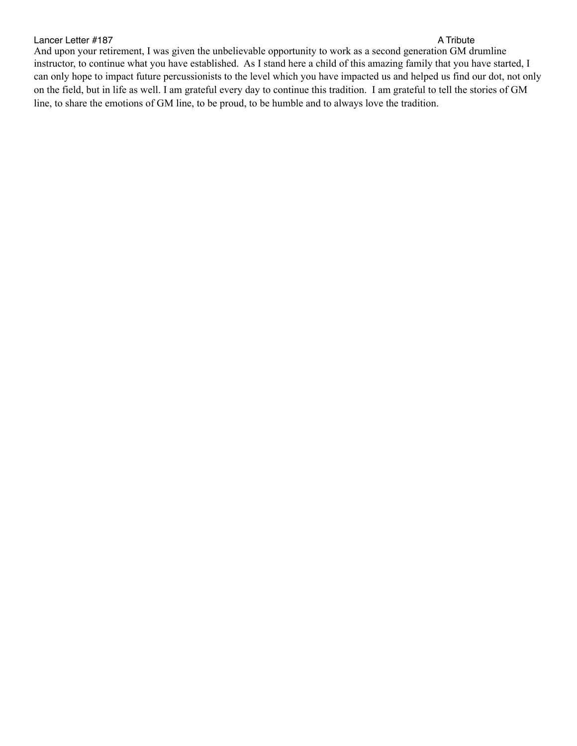And upon your retirement, I was given the unbelievable opportunity to work as a second generation GM drumline instructor, to continue what you have established. As I stand here a child of this amazing family that you have started, I can only hope to impact future percussionists to the level which you have impacted us and helped us find our dot, not only on the field, but in life as well. I am grateful every day to continue this tradition. I am grateful to tell the stories of GM line, to share the emotions of GM line, to be proud, to be humble and to always love the tradition.